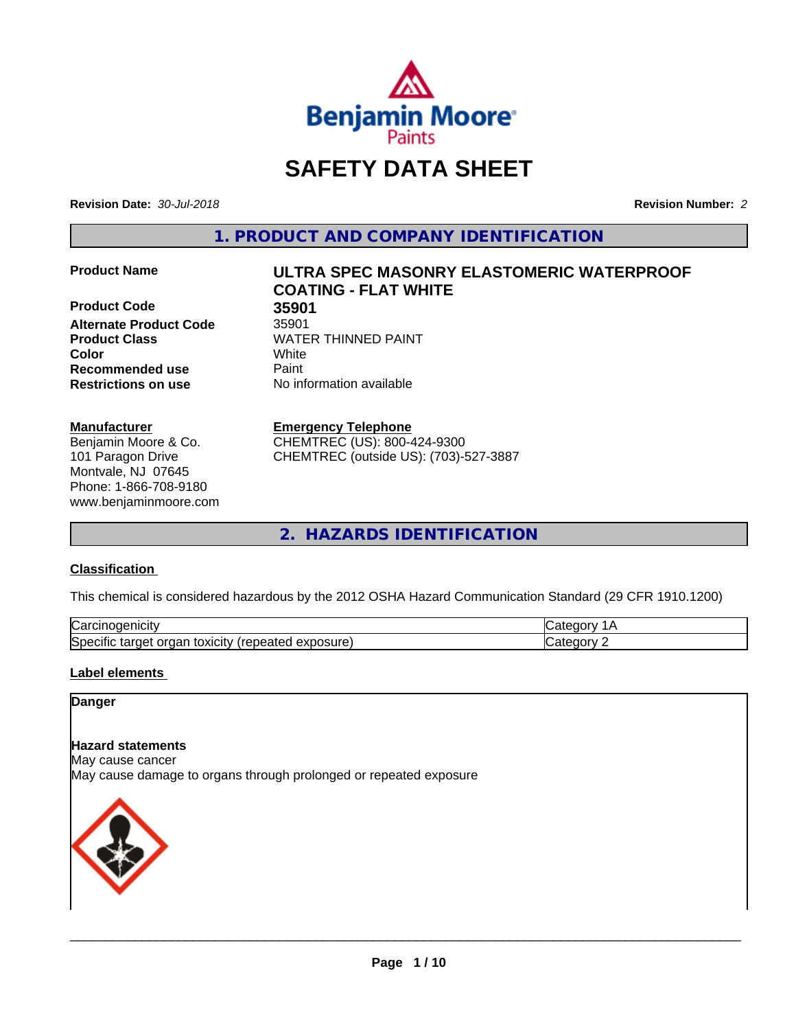# SAFETY DATA SHEET

**Revision Date:** *30-Jul-2018*

**Revision Number:** *2*

## 1. PRODUCT AND COMPANY IDENTIFICATION

| | |
|---|---|
| **Product Name** | **ULTRA SPEC MASONRY ELASTOMERIC WATERPROOF COATING - FLAT WHITE** |
| **Product Code** | **35901** |
| **Alternate Product Code** | 35901 |
| **Product Class** | WATER THINNED PAINT |
| **Color** | White |
| **Recommended use** | Paint |
| **Restrictions on use** | No information available |

**Manufacturer**
Benjamin Moore & Co.
101 Paragon Drive
Montvale, NJ 07645
Phone: 1-866-708-9180
www.benjaminmoore.com

**Emergency Telephone**
CHEMTREC (US): 800-424-9300
CHEMTREC (outside US): (703)-527-3887

## 2. HAZARDS IDENTIFICATION

### Classification

This chemical is considered hazardous by the 2012 OSHA Hazard Communication Standard (29 CFR 1910.1200)

| | |
|---|---|
| Carcinogenicity | Category 1A |
| Specific target organ toxicity (repeated exposure) | Category 2 |

### Label elements

**Danger**

**Hazard statements**
May cause cancer
May cause damage to organs through prolonged or repeated exposure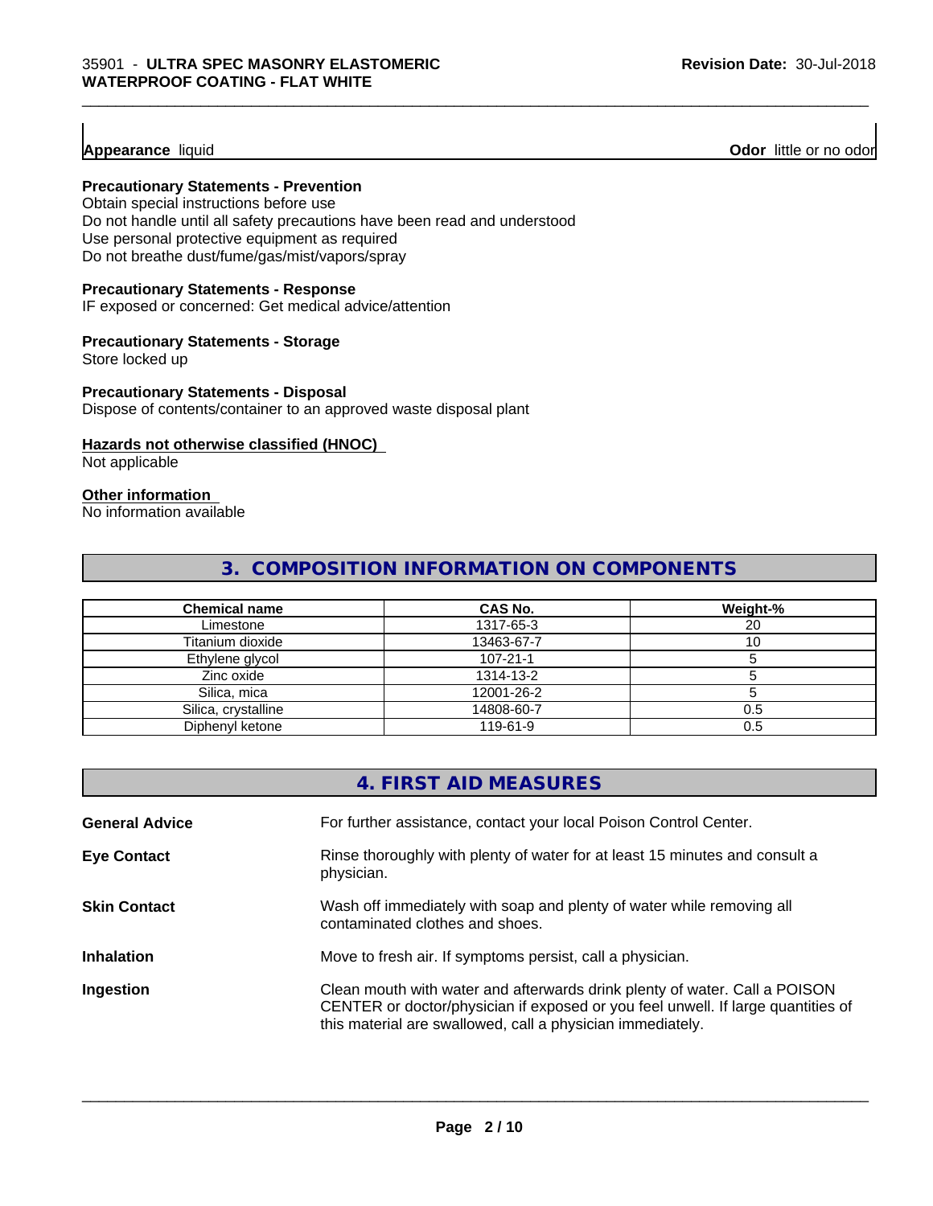**Appearance** liquid **Odor** little or no odor

**Precautionary Statements - Prevention**
Obtain special instructions before use
Do not handle until all safety precautions have been read and understood
Use personal protective equipment as required
Do not breathe dust/fume/gas/mist/vapors/spray

**Precautionary Statements - Response**
IF exposed or concerned: Get medical advice/attention

**Precautionary Statements - Storage**
Store locked up

**Precautionary Statements - Disposal**
Dispose of contents/container to an approved waste disposal plant

**Hazards not otherwise classified (HNOC)**
Not applicable

**Other information**
No information available

## 3. COMPOSITION INFORMATION ON COMPONENTS

| Chemical name | CAS No. | Weight-% |
|---|---|---|
| Limestone | 1317-65-3 | 20 |
| Titanium dioxide | 13463-67-7 | 10 |
| Ethylene glycol | 107-21-1 | 5 |
| Zinc oxide | 1314-13-2 | 5 |
| Silica, mica | 12001-26-2 | 5 |
| Silica, crystalline | 14808-60-7 | 0.5 |
| Diphenyl ketone | 119-61-9 | 0.5 |

## 4. FIRST AID MEASURES

**General Advice** For further assistance, contact your local Poison Control Center.

**Eye Contact** Rinse thoroughly with plenty of water for at least 15 minutes and consult a physician.

**Skin Contact** Wash off immediately with soap and plenty of water while removing all contaminated clothes and shoes.

**Inhalation** Move to fresh air. If symptoms persist, call a physician.

**Ingestion** Clean mouth with water and afterwards drink plenty of water. Call a POISON CENTER or doctor/physician if exposed or you feel unwell. If large quantities of this material are swallowed, call a physician immediately.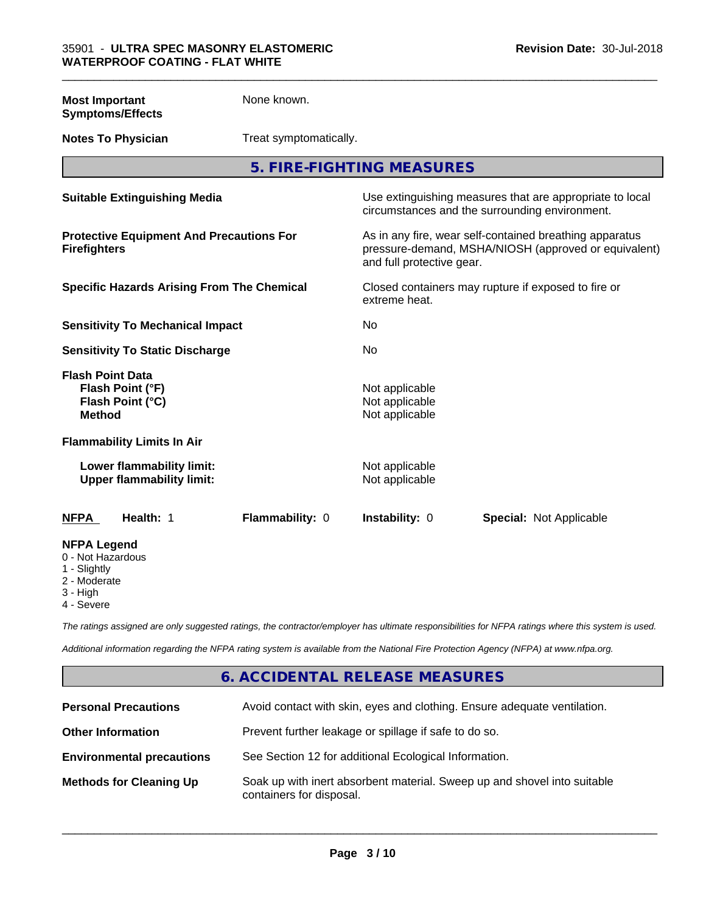| | |
|---|---|
| **Most Important Symptoms/Effects** | None known. |
| **Notes To Physician** | Treat symptomatically. |

## 5. FIRE-FIGHTING MEASURES

| | |
|---|---|
| **Suitable Extinguishing Media** | Use extinguishing measures that are appropriate to local circumstances and the surrounding environment. |
| **Protective Equipment And Precautions For Firefighters** | As in any fire, wear self-contained breathing apparatus pressure-demand, MSHA/NIOSH (approved or equivalent) and full protective gear. |
| **Specific Hazards Arising From The Chemical** | Closed containers may rupture if exposed to fire or extreme heat. |
| **Sensitivity To Mechanical Impact** | No |
| **Sensitivity To Static Discharge** | No |

**Flash Point Data**

| | |
|---|---|
| **Flash Point (°F)** | Not applicable |
| **Flash Point (°C)** | Not applicable |
| **Method** | Not applicable |

**Flammability Limits In Air**

| | |
|---|---|
| **Lower flammability limit:** | Not applicable |
| **Upper flammability limit:** | Not applicable |

| **NFPA** | **Health:** 1 | **Flammability:** 0 | **Instability:** 0 | **Special:** Not Applicable |
|---|---|---|---|---|

**NFPA Legend**

- 0 - Not Hazardous
- 1 - Slightly
- 2 - Moderate
- 3 - High
- 4 - Severe

*The ratings assigned are only suggested ratings, the contractor/employer has ultimate responsibilities for NFPA ratings where this system is used.*

*Additional information regarding the NFPA rating system is available from the National Fire Protection Agency (NFPA) at www.nfpa.org.*

## 6. ACCIDENTAL RELEASE MEASURES

| | |
|---|---|
| **Personal Precautions** | Avoid contact with skin, eyes and clothing. Ensure adequate ventilation. |
| **Other Information** | Prevent further leakage or spillage if safe to do so. |
| **Environmental precautions** | See Section 12 for additional Ecological Information. |
| **Methods for Cleaning Up** | Soak up with inert absorbent material. Sweep up and shovel into suitable containers for disposal. |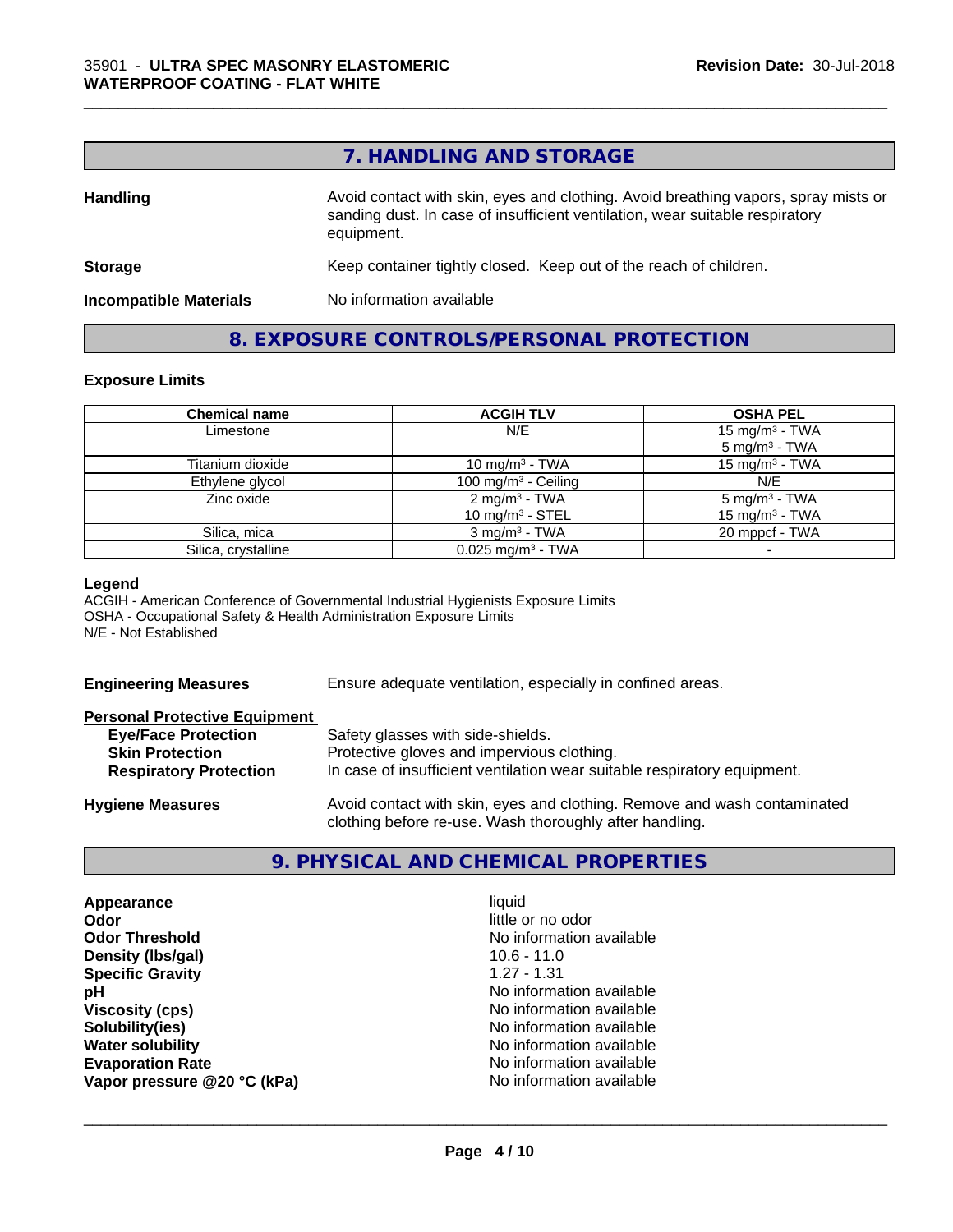## 7. HANDLING AND STORAGE

**Handling** Avoid contact with skin, eyes and clothing. Avoid breathing vapors, spray mists or sanding dust. In case of insufficient ventilation, wear suitable respiratory equipment.

**Storage** Keep container tightly closed. Keep out of the reach of children.

**Incompatible Materials** No information available

## 8. EXPOSURE CONTROLS/PERSONAL PROTECTION

### Exposure Limits

| Chemical name | ACGIH TLV | OSHA PEL |
|---|---|---|
| Limestone | N/E | 15 mg/m³ - TWA<br>5 mg/m³ - TWA |
| Titanium dioxide | 10 mg/m³ - TWA | 15 mg/m³ - TWA |
| Ethylene glycol | 100 mg/m³ - Ceiling | N/E |
| Zinc oxide | 2 mg/m³ - TWA<br>10 mg/m³ - STEL | 5 mg/m³ - TWA<br>15 mg/m³ - TWA |
| Silica, mica | 3 mg/m³ - TWA | 20 mppcf - TWA |
| Silica, crystalline | 0.025 mg/m³ - TWA | - |

**Legend**
ACGIH - American Conference of Governmental Industrial Hygienists Exposure Limits
OSHA - Occupational Safety & Health Administration Exposure Limits
N/E - Not Established

**Engineering Measures** Ensure adequate ventilation, especially in confined areas.

**Personal Protective Equipment**

- **Eye/Face Protection** Safety glasses with side-shields.
- **Skin Protection** Protective gloves and impervious clothing.
- **Respiratory Protection** In case of insufficient ventilation wear suitable respiratory equipment.

**Hygiene Measures** Avoid contact with skin, eyes and clothing. Remove and wash contaminated clothing before re-use. Wash thoroughly after handling.

## 9. PHYSICAL AND CHEMICAL PROPERTIES

| | |
|---|---|
| **Appearance** | liquid |
| **Odor** | little or no odor |
| **Odor Threshold** | No information available |
| **Density (lbs/gal)** | 10.6 - 11.0 |
| **Specific Gravity** | 1.27 - 1.31 |
| **pH** | No information available |
| **Viscosity (cps)** | No information available |
| **Solubility(ies)** | No information available |
| **Water solubility** | No information available |
| **Evaporation Rate** | No information available |
| **Vapor pressure @20 °C (kPa)** | No information available |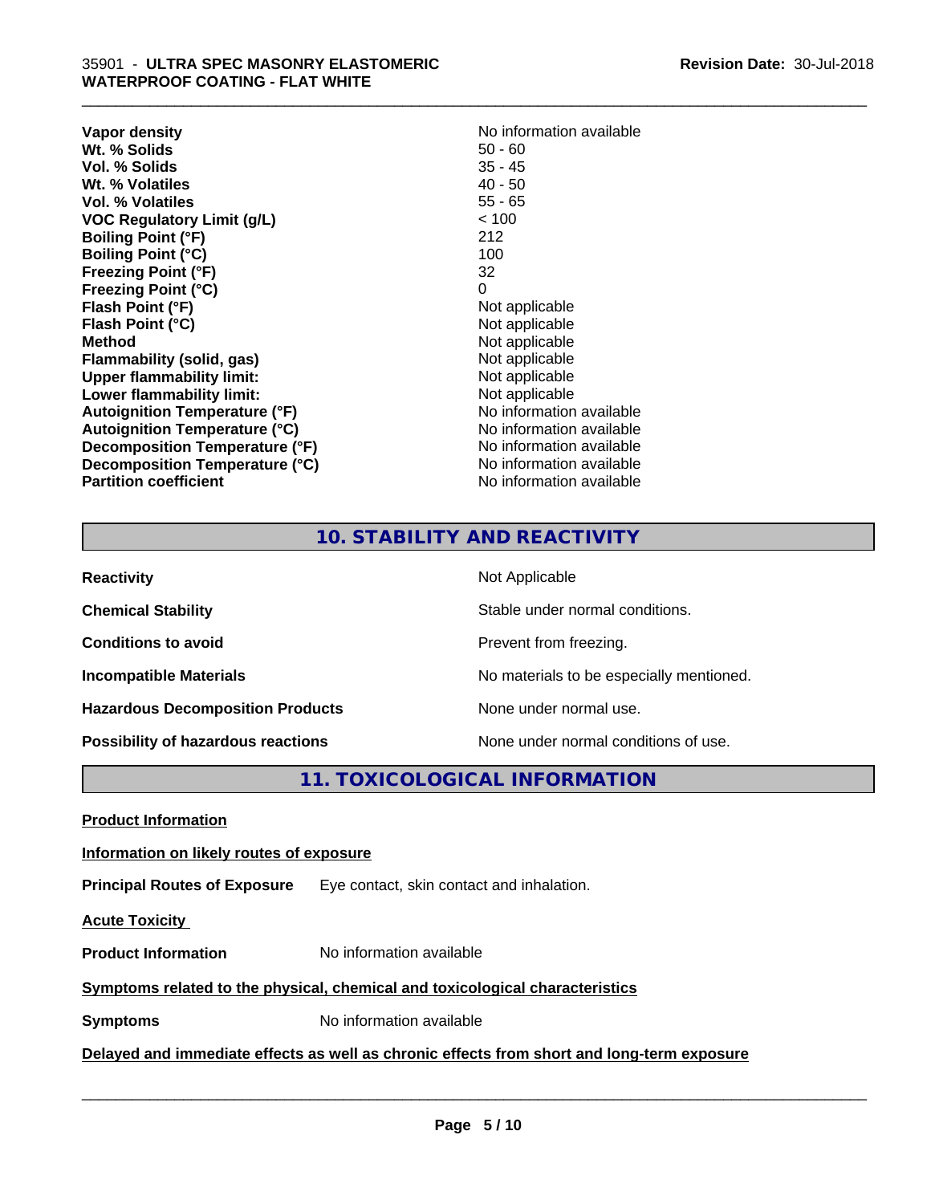| | |
|---|---|
| **Vapor density** | No information available |
| **Wt. % Solids** | 50 - 60 |
| **Vol. % Solids** | 35 - 45 |
| **Wt. % Volatiles** | 40 - 50 |
| **Vol. % Volatiles** | 55 - 65 |
| **VOC Regulatory Limit (g/L)** | < 100 |
| **Boiling Point (°F)** | 212 |
| **Boiling Point (°C)** | 100 |
| **Freezing Point (°F)** | 32 |
| **Freezing Point (°C)** | 0 |
| **Flash Point (°F)** | Not applicable |
| **Flash Point (°C)** | Not applicable |
| **Method** | Not applicable |
| **Flammability (solid, gas)** | Not applicable |
| **Upper flammability limit:** | Not applicable |
| **Lower flammability limit:** | Not applicable |
| **Autoignition Temperature (°F)** | No information available |
| **Autoignition Temperature (°C)** | No information available |
| **Decomposition Temperature (°F)** | No information available |
| **Decomposition Temperature (°C)** | No information available |
| **Partition coefficient** | No information available |

## 10. STABILITY AND REACTIVITY

| | |
|---|---|
| **Reactivity** | Not Applicable |
| **Chemical Stability** | Stable under normal conditions. |
| **Conditions to avoid** | Prevent from freezing. |
| **Incompatible Materials** | No materials to be especially mentioned. |
| **Hazardous Decomposition Products** | None under normal use. |
| **Possibility of hazardous reactions** | None under normal conditions of use. |

## 11. TOXICOLOGICAL INFORMATION

**Product Information**

**Information on likely routes of exposure**

**Principal Routes of Exposure** Eye contact, skin contact and inhalation.

**Acute Toxicity**

**Product Information** No information available

**Symptoms related to the physical, chemical and toxicological characteristics**

**Symptoms** No information available

**Delayed and immediate effects as well as chronic effects from short and long-term exposure**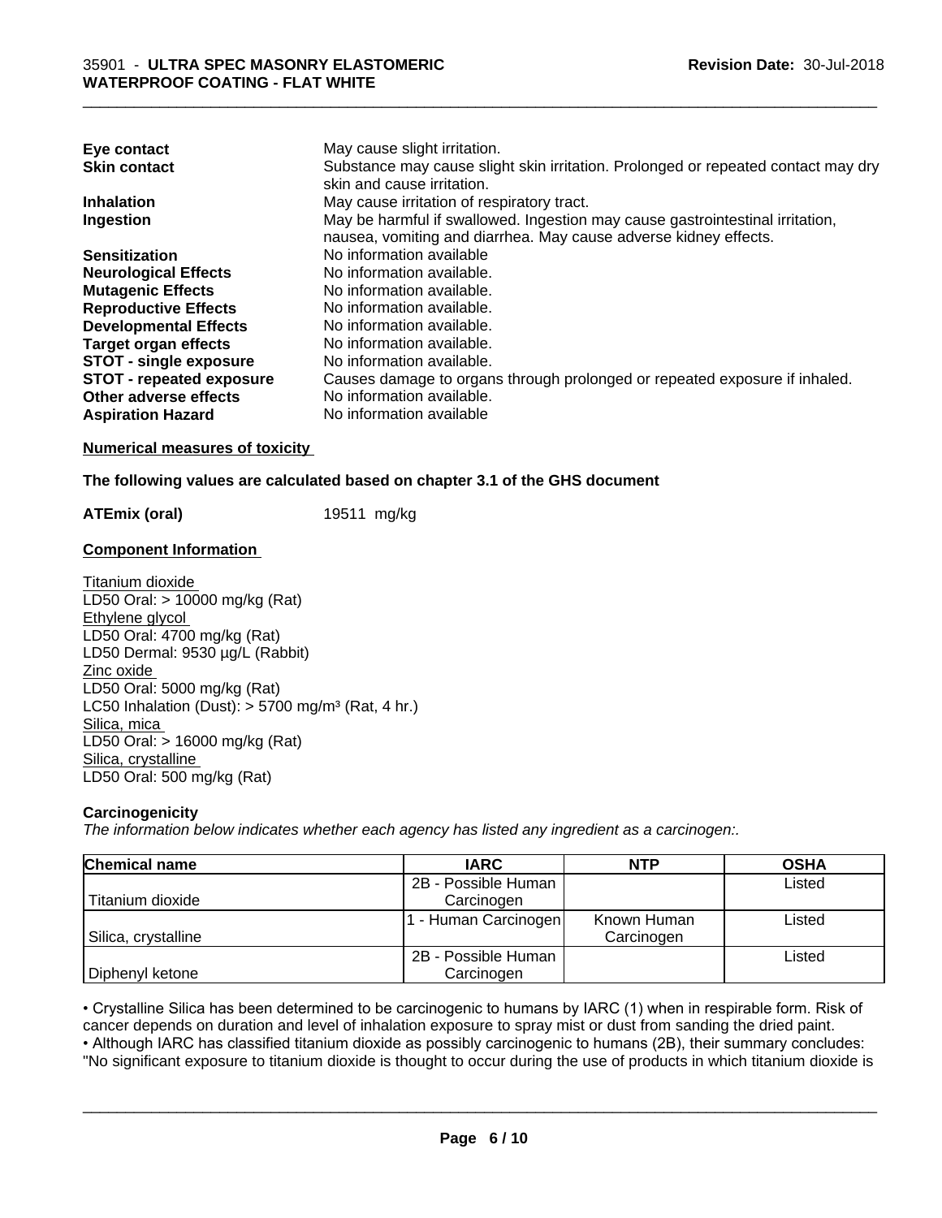| | |
|---|---|
| **Eye contact** | May cause slight irritation. |
| **Skin contact** | Substance may cause slight skin irritation. Prolonged or repeated contact may dry skin and cause irritation. |
| **Inhalation** | May cause irritation of respiratory tract. |
| **Ingestion** | May be harmful if swallowed. Ingestion may cause gastrointestinal irritation, nausea, vomiting and diarrhea. May cause adverse kidney effects. |
| **Sensitization** | No information available |
| **Neurological Effects** | No information available. |
| **Mutagenic Effects** | No information available. |
| **Reproductive Effects** | No information available. |
| **Developmental Effects** | No information available. |
| **Target organ effects** | No information available. |
| **STOT - single exposure** | No information available. |
| **STOT - repeated exposure** | Causes damage to organs through prolonged or repeated exposure if inhaled. |
| **Other adverse effects** | No information available. |
| **Aspiration Hazard** | No information available |

**Numerical measures of toxicity**

**The following values are calculated based on chapter 3.1 of the GHS document**

**ATEmix (oral)** 19511 mg/kg

**Component Information**

Titanium dioxide
LD50 Oral: > 10000 mg/kg (Rat)
Ethylene glycol
LD50 Oral: 4700 mg/kg (Rat)
LD50 Dermal: 9530 µg/L (Rabbit)
Zinc oxide
LD50 Oral: 5000 mg/kg (Rat)
LC50 Inhalation (Dust): > 5700 mg/m³ (Rat, 4 hr.)
Silica, mica
LD50 Oral: > 16000 mg/kg (Rat)
Silica, crystalline
LD50 Oral: 500 mg/kg (Rat)

**Carcinogenicity**

*The information below indicates whether each agency has listed any ingredient as a carcinogen:.*

| Chemical name | IARC | NTP | OSHA |
|---|---|---|---|
| Titanium dioxide | 2B - Possible Human Carcinogen | | Listed |
| Silica, crystalline | 1 - Human Carcinogen | Known Human Carcinogen | Listed |
| Diphenyl ketone | 2B - Possible Human Carcinogen | | Listed |

• Crystalline Silica has been determined to be carcinogenic to humans by IARC (1) when in respirable form. Risk of cancer depends on duration and level of inhalation exposure to spray mist or dust from sanding the dried paint.
• Although IARC has classified titanium dioxide as possibly carcinogenic to humans (2B), their summary concludes: "No significant exposure to titanium dioxide is thought to occur during the use of products in which titanium dioxide is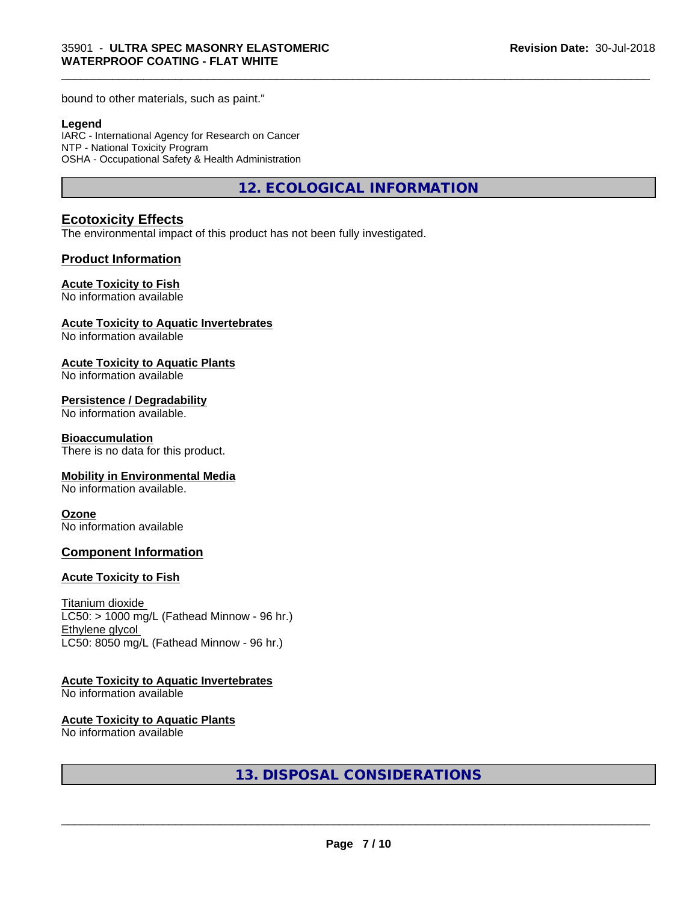bound to other materials, such as paint."

**Legend**
IARC - International Agency for Research on Cancer
NTP - National Toxicity Program
OSHA - Occupational Safety & Health Administration

## 12. ECOLOGICAL INFORMATION

### Ecotoxicity Effects

The environmental impact of this product has not been fully investigated.

### Product Information

**Acute Toxicity to Fish**
No information available

**Acute Toxicity to Aquatic Invertebrates**
No information available

**Acute Toxicity to Aquatic Plants**
No information available

**Persistence / Degradability**
No information available.

**Bioaccumulation**
There is no data for this product.

**Mobility in Environmental Media**
No information available.

**Ozone**
No information available

### Component Information

**Acute Toxicity to Fish**

Titanium dioxide
LC50: > 1000 mg/L (Fathead Minnow - 96 hr.)
Ethylene glycol
LC50: 8050 mg/L (Fathead Minnow - 96 hr.)

**Acute Toxicity to Aquatic Invertebrates**
No information available

**Acute Toxicity to Aquatic Plants**
No information available

## 13. DISPOSAL CONSIDERATIONS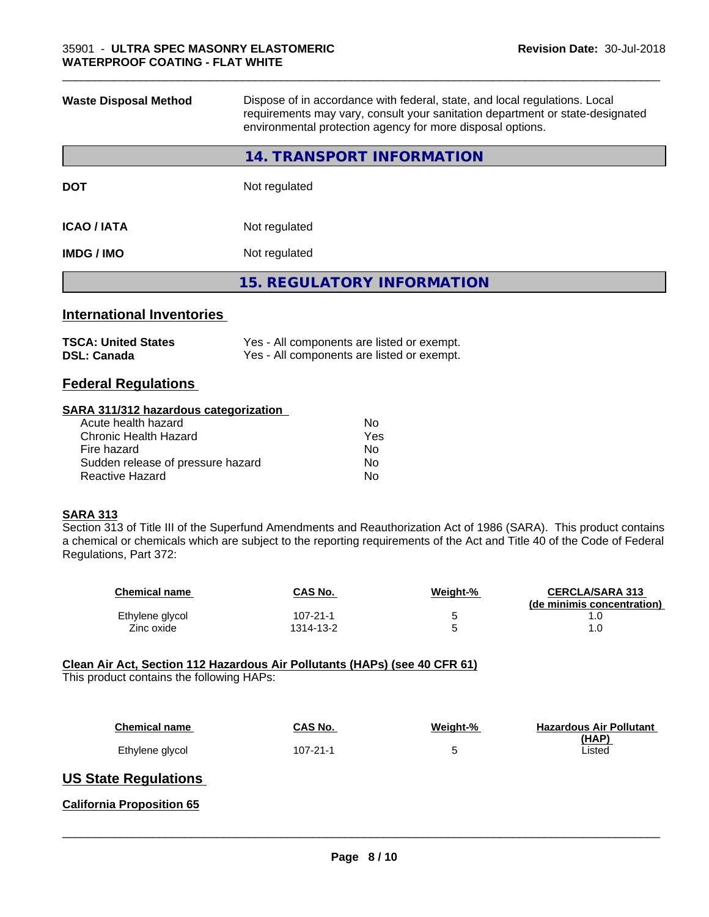| | |
|---|---|
| **Waste Disposal Method** | Dispose of in accordance with federal, state, and local regulations. Local requirements may vary, consult your sanitation department or state-designated environmental protection agency for more disposal options. |

## 14. TRANSPORT INFORMATION

| | |
|---|---|
| **DOT** | Not regulated |
| **ICAO / IATA** | Not regulated |
| **IMDG / IMO** | Not regulated |

## 15. REGULATORY INFORMATION

### International Inventories

| | |
|---|---|
| **TSCA: United States** | Yes - All components are listed or exempt. |
| **DSL: Canada** | Yes - All components are listed or exempt. |

### Federal Regulations

**SARA 311/312 hazardous categorization**

| | |
|---|---|
| Acute health hazard | No |
| Chronic Health Hazard | Yes |
| Fire hazard | No |
| Sudden release of pressure hazard | No |
| Reactive Hazard | No |

**SARA 313**

Section 313 of Title III of the Superfund Amendments and Reauthorization Act of 1986 (SARA). This product contains a chemical or chemicals which are subject to the reporting requirements of the Act and Title 40 of the Code of Federal Regulations, Part 372:

| Chemical name | CAS No. | Weight-% | CERCLA/SARA 313 (de minimis concentration) |
|---|---|---|---|
| Ethylene glycol | 107-21-1 | 5 | 1.0 |
| Zinc oxide | 1314-13-2 | 5 | 1.0 |

**Clean Air Act, Section 112 Hazardous Air Pollutants (HAPs) (see 40 CFR 61)**

This product contains the following HAPs:

| Chemical name | CAS No. | Weight-% | Hazardous Air Pollutant (HAP) |
|---|---|---|---|
| Ethylene glycol | 107-21-1 | 5 | Listed |

### US State Regulations

**California Proposition 65**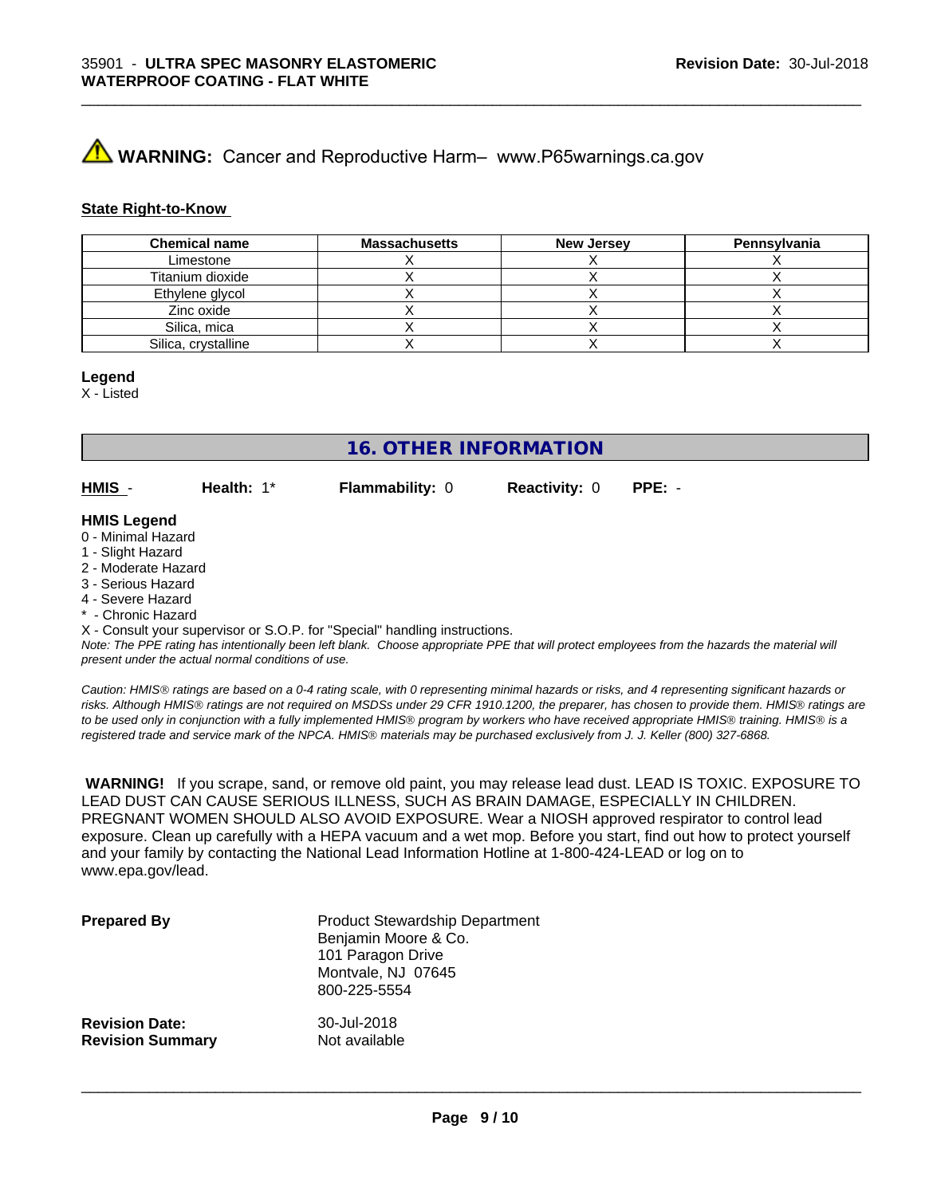**WARNING:** Cancer and Reproductive Harm– www.P65warnings.ca.gov

**State Right-to-Know**

| Chemical name | Massachusetts | New Jersey | Pennsylvania |
| --- | --- | --- | --- |
| Limestone | X | X | X |
| Titanium dioxide | X | X | X |
| Ethylene glycol | X | X | X |
| Zinc oxide | X | X | X |
| Silica, mica | X | X | X |
| Silica, crystalline | X | X | X |

**Legend**
X - Listed

## 16. OTHER INFORMATION

**HMIS** - **Health:** 1* **Flammability:** 0 **Reactivity:** 0 **PPE:** -

**HMIS Legend**
0 - Minimal Hazard
1 - Slight Hazard
2 - Moderate Hazard
3 - Serious Hazard
4 - Severe Hazard
* - Chronic Hazard
X - Consult your supervisor or S.O.P. for "Special" handling instructions.

*Note: The PPE rating has intentionally been left blank. Choose appropriate PPE that will protect employees from the hazards the material will present under the actual normal conditions of use.*

*Caution: HMIS® ratings are based on a 0-4 rating scale, with 0 representing minimal hazards or risks, and 4 representing significant hazards or risks. Although HMIS® ratings are not required on MSDSs under 29 CFR 1910.1200, the preparer, has chosen to provide them. HMIS® ratings are to be used only in conjunction with a fully implemented HMIS® program by workers who have received appropriate HMIS® training. HMIS® is a registered trade and service mark of the NPCA. HMIS® materials may be purchased exclusively from J. J. Keller (800) 327-6868.*

**WARNING!** If you scrape, sand, or remove old paint, you may release lead dust. LEAD IS TOXIC. EXPOSURE TO LEAD DUST CAN CAUSE SERIOUS ILLNESS, SUCH AS BRAIN DAMAGE, ESPECIALLY IN CHILDREN. PREGNANT WOMEN SHOULD ALSO AVOID EXPOSURE. Wear a NIOSH approved respirator to control lead exposure. Clean up carefully with a HEPA vacuum and a wet mop. Before you start, find out how to protect yourself and your family by contacting the National Lead Information Hotline at 1-800-424-LEAD or log on to www.epa.gov/lead.

**Prepared By**
Product Stewardship Department
Benjamin Moore & Co.
101 Paragon Drive
Montvale, NJ 07645
800-225-5554

**Revision Date:** 30-Jul-2018
**Revision Summary** Not available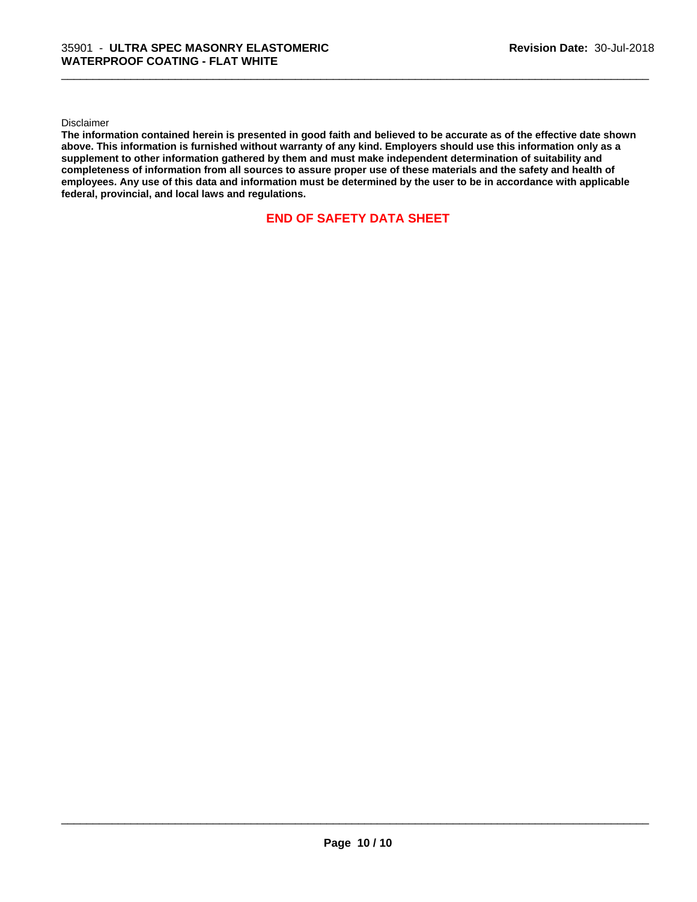Disclaimer

**The information contained herein is presented in good faith and believed to be accurate as of the effective date shown above. This information is furnished without warranty of any kind. Employers should use this information only as a supplement to other information gathered by them and must make independent determination of suitability and completeness of information from all sources to assure proper use of these materials and the safety and health of employees. Any use of this data and information must be determined by the user to be in accordance with applicable federal, provincial, and local laws and regulations.**

**END OF SAFETY DATA SHEET**